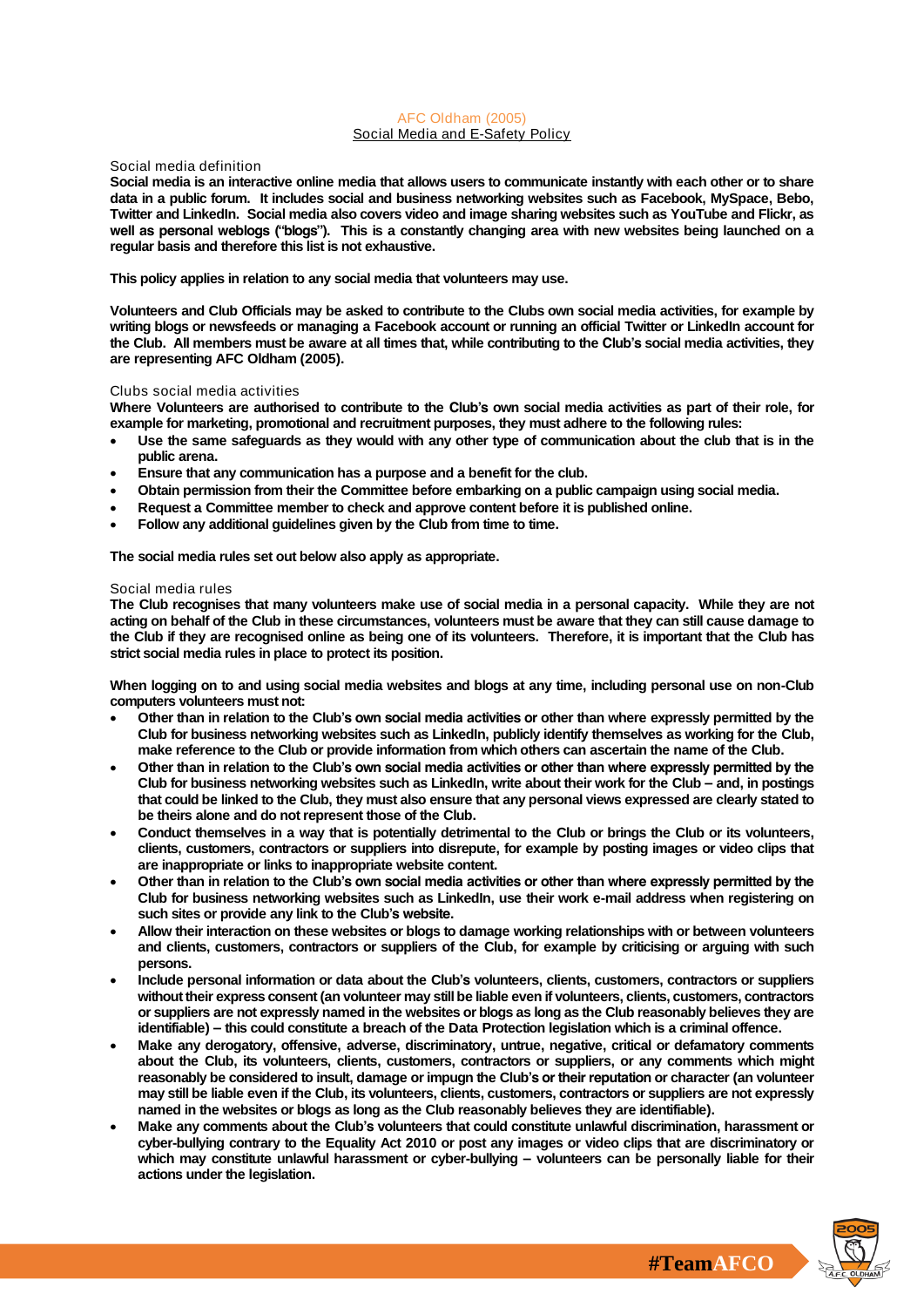# AFC Oldham (2005)

## Social Media and E-Safety Policy

### Social media definition

**Social media is an interactive online media that allows users to communicate instantly with each other or to share data in a public forum. It includes social and business networking websites such as Facebook, MySpace, Bebo, Twitter and LinkedIn. Social media also covers video and image sharing websites such as YouTube and Flickr, as well as personal weblogs ("blogs"). This is a constantly changing area with new websites being launched on a regular basis and therefore this list is not exhaustive.**

**This policy applies in relation to any social media that volunteers may use.**

**Volunteers and Club Officials may be asked to contribute to the Clubs own social media activities, for example by writing blogs or newsfeeds or managing a Facebook account or running an official Twitter or LinkedIn account for the Club. All members must be aware at all times that, while contributing to the Club's social media activities, they are representing AFC Oldham (2005).**

### Clubs social media activities

**Where Volunteers are authorised to contribute to the Club's own social media activities as part of their role, for example for marketing, promotional and recruitment purposes, they must adhere to the following rules:**

- **Use the same safeguards as they would with any other type of communication about the club that is in the public arena.**
- **Ensure that any communication has a purpose and a benefit for the club.**
- **Obtain permission from their the Committee before embarking on a public campaign using social media.**
- **Request a Committee member to check and approve content before it is published online.**
- **Follow any additional guidelines given by the Club from time to time.**

**The social media rules set out below also apply as appropriate.**

### Social media rules

**The Club recognises that many volunteers make use of social media in a personal capacity. While they are not acting on behalf of the Club in these circumstances, volunteers must be aware that they can still cause damage to the Club if they are recognised online as being one of its volunteers. Therefore, it is important that the Club has strict social media rules in place to protect its position.**

**When logging on to and using social media websites and blogs at any time, including personal use on non-Club computers volunteers must not:**

- **Other than in relation to the Club's own social media activities or other than where expressly permitted by the Club for business networking websites such as LinkedIn, publicly identify themselves as working for the Club, make reference to the Club or provide information from which others can ascertain the name of the Club.**
- **Other than in relation to the Club's own social media activities or other than where expressly permitted by the Club for business networking websites such as LinkedIn, write about their work for the Club – and, in postings that could be linked to the Club, they must also ensure that any personal views expressed are clearly stated to be theirs alone and do not represent those of the Club.**
- **Conduct themselves in a way that is potentially detrimental to the Club or brings the Club or its volunteers, clients, customers, contractors or suppliers into disrepute, for example by posting images or video clips that are inappropriate or links to inappropriate website content.**
- **Other than in relation to the Club's own social media activities or other than where expressly permitted by the Club for business networking websites such as LinkedIn, use their work e-mail address when registering on such sites or provide any link to the Club's website.**
- **Allow their interaction on these websites or blogs to damage working relationships with or between volunteers and clients, customers, contractors or suppliers of the Club, for example by criticising or arguing with such persons.**
- **Include personal information or data about the Club's volunteers, clients, customers, contractors or suppliers without their express consent (an volunteer may still be liable even if volunteers, clients, customers, contractors or suppliers are not expressly named in the websites or blogs as long as the Club reasonably believes they are identifiable) – this could constitute a breach of the Data Protection legislation which is a criminal offence.**
- **Make any derogatory, offensive, adverse, discriminatory, untrue, negative, critical or defamatory comments about the Club, its volunteers, clients, customers, contractors or suppliers, or any comments which might reasonably be considered to insult, damage or impugn the Club's or their reputation or character (an volunteer may still be liable even if the Club, its volunteers, clients, customers, contractors or suppliers are not expressly named in the websites or blogs as long as the Club reasonably believes they are identifiable).**
- **Make any comments about the Club's volunteers that could constitute unlawful discrimination, harassment or cyber-bullying contrary to the Equality Act 2010 or post any images or video clips that are discriminatory or which may constitute unlawful harassment or cyber-bullying – volunteers can be personally liable for their actions under the legislation.**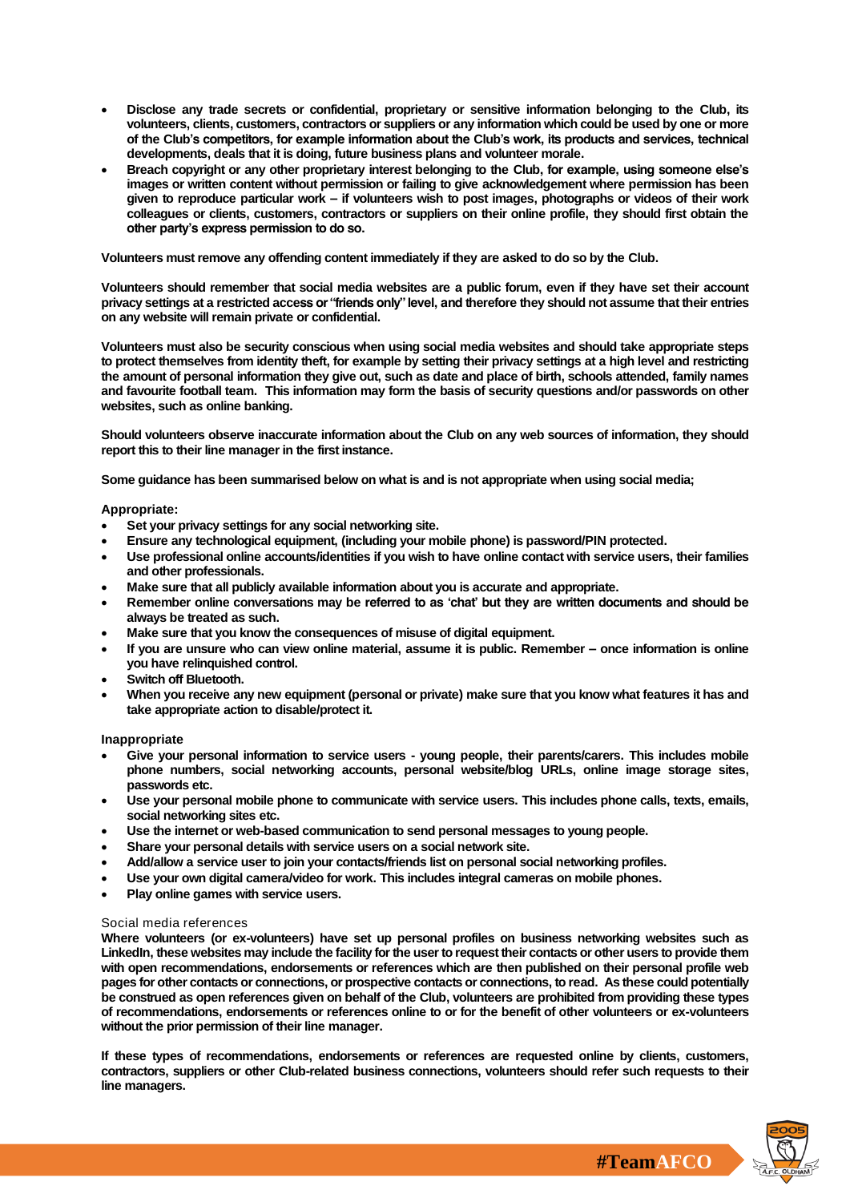- **Disclose any trade secrets or confidential, proprietary or sensitive information belonging to the Club, its volunteers, clients, customers, contractors or suppliers or any information which could be used by one or more of the Club's competitors, for example information about the Club's work, its products and services, technical developments, deals that it is doing, future business plans and volunteer morale.**
- **Breach copyright or any other proprietary interest belonging to the Club, for example, using someone else's images or written content without permission or failing to give acknowledgement where permission has been given to reproduce particular work – if volunteers wish to post images, photographs or videos of their work colleagues or clients, customers, contractors or suppliers on their online profile, they should first obtain the other party's express permission to do so.**

**Volunteers must remove any offending content immediately if they are asked to do so by the Club.**

**Volunteers should remember that social media websites are a public forum, even if they have set their account privacy settings at a restricted access or "friends only" level, and therefore they should not assume that their entries on any website will remain private or confidential.**

**Volunteers must also be security conscious when using social media websites and should take appropriate steps to protect themselves from identity theft, for example by setting their privacy settings at a high level and restricting the amount of personal information they give out, such as date and place of birth, schools attended, family names and favourite football team. This information may form the basis of security questions and/or passwords on other websites, such as online banking.**

**Should volunteers observe inaccurate information about the Club on any web sources of information, they should report this to their line manager in the first instance.**

**Some guidance has been summarised below on what is and is not appropriate when using social media;**

**Appropriate:**

- **Set your privacy settings for any social networking site.**
- **Ensure any technological equipment, (including your mobile phone) is password/PIN protected.**
- **Use professional online accounts/identities if you wish to have online contact with service users, their families and other professionals.**
- **Make sure that all publicly available information about you is accurate and appropriate.**
- **Remember online conversations may be referred to as 'chat' but they are written documents and should be always be treated as such.**
- **Make sure that you know the consequences of misuse of digital equipment.**
- **If you are unsure who can view online material, assume it is public. Remember – once information is online you have relinquished control.**
- **Switch off Bluetooth.**
- **When you receive any new equipment (personal or private) make sure that you know what features it has and take appropriate action to disable/protect it.**

**Inappropriate**

- **Give your personal information to service users - young people, their parents/carers. This includes mobile phone numbers, social networking accounts, personal website/blog URLs, online image storage sites, passwords etc.**
- **Use your personal mobile phone to communicate with service users. This includes phone calls, texts, emails, social networking sites etc.**
- **Use the internet or web-based communication to send personal messages to young people.**
- **Share your personal details with service users on a social network site.**
- **Add/allow a service user to join your contacts/friends list on personal social networking profiles.**
- **Use your own digital camera/video for work. This includes integral cameras on mobile phones.**
- **Play online games with service users.**

Social media references

**Where volunteers (or ex-volunteers) have set up personal profiles on business networking websites such as LinkedIn, these websites may include the facility for the user to request their contacts or other users to provide them with open recommendations, endorsements or references which are then published on their personal profile web pages for other contacts or connections, or prospective contacts or connections, to read. As these could potentially be construed as open references given on behalf of the Club, volunteers are prohibited from providing these types of recommendations, endorsements or references online to or for the benefit of other volunteers or ex-volunteers without the prior permission of their line manager.**

**If these types of recommendations, endorsements or references are requested online by clients, customers, contractors, suppliers or other Club-related business connections, volunteers should refer such requests to their line managers.**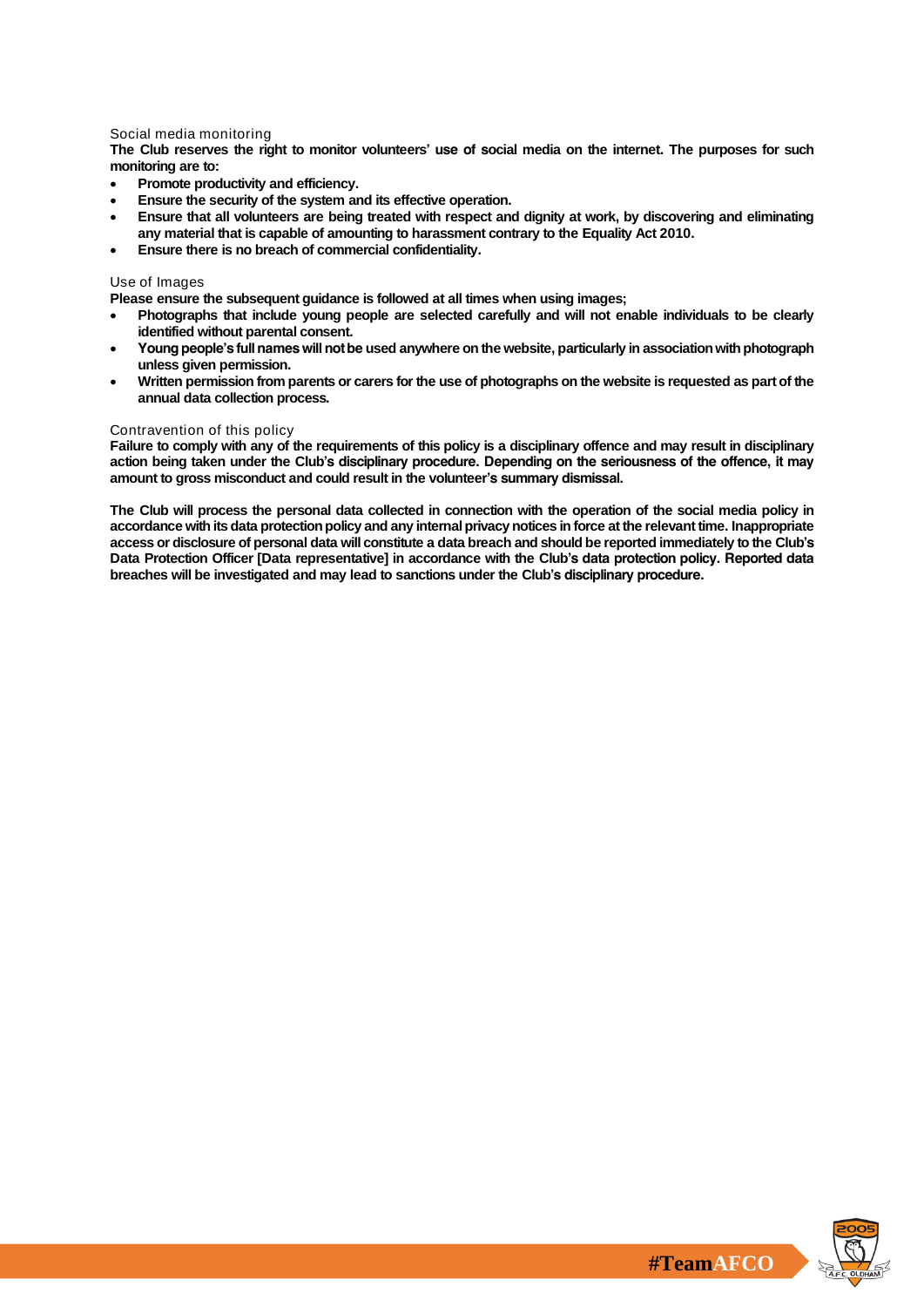## Social media monitoring

**The Club reserves the right to monitor volunteers' use of social media on the internet. The purposes for such monitoring are to:**

- **Promote productivity and efficiency.**
- **Ensure the security of the system and its effective operation.**
- **Ensure that all volunteers are being treated with respect and dignity at work, by discovering and eliminating any material that is capable of amounting to harassment contrary to the Equality Act 2010.**
- **Ensure there is no breach of commercial confidentiality.**

## Use of Images

**Please ensure the subsequent guidance is followed at all times when using images;**

- **Photographs that include young people are selected carefully and will not enable individuals to be clearly identified without parental consent.**
- **Young people's full names will not be used anywhere on the website, particularly in association with photograph unless given permission.**
- **Written permission from parents or carers for the use of photographs on the website is requested as part of the annual data collection process.**

## Contravention of this policy

**Failure to comply with any of the requirements of this policy is a disciplinary offence and may result in disciplinary action being taken under the Club's disciplinary procedure. Depending on the seriousness of the offence, it may amount to gross misconduct and could result in the volunteer's summary dismissal.**

**The Club will process the personal data collected in connection with the operation of the social media policy in accordance with its data protection policy and any internal privacy notices in force at the relevant time. Inappropriate access or disclosure of personal data will constitute a data breach and should be reported immediately to the Club's Data Protection Officer [Data representative] in accordance with the Club's data protection policy. Reported data breaches will be investigated and may lead to sanctions under the Club's disciplinary procedure.**